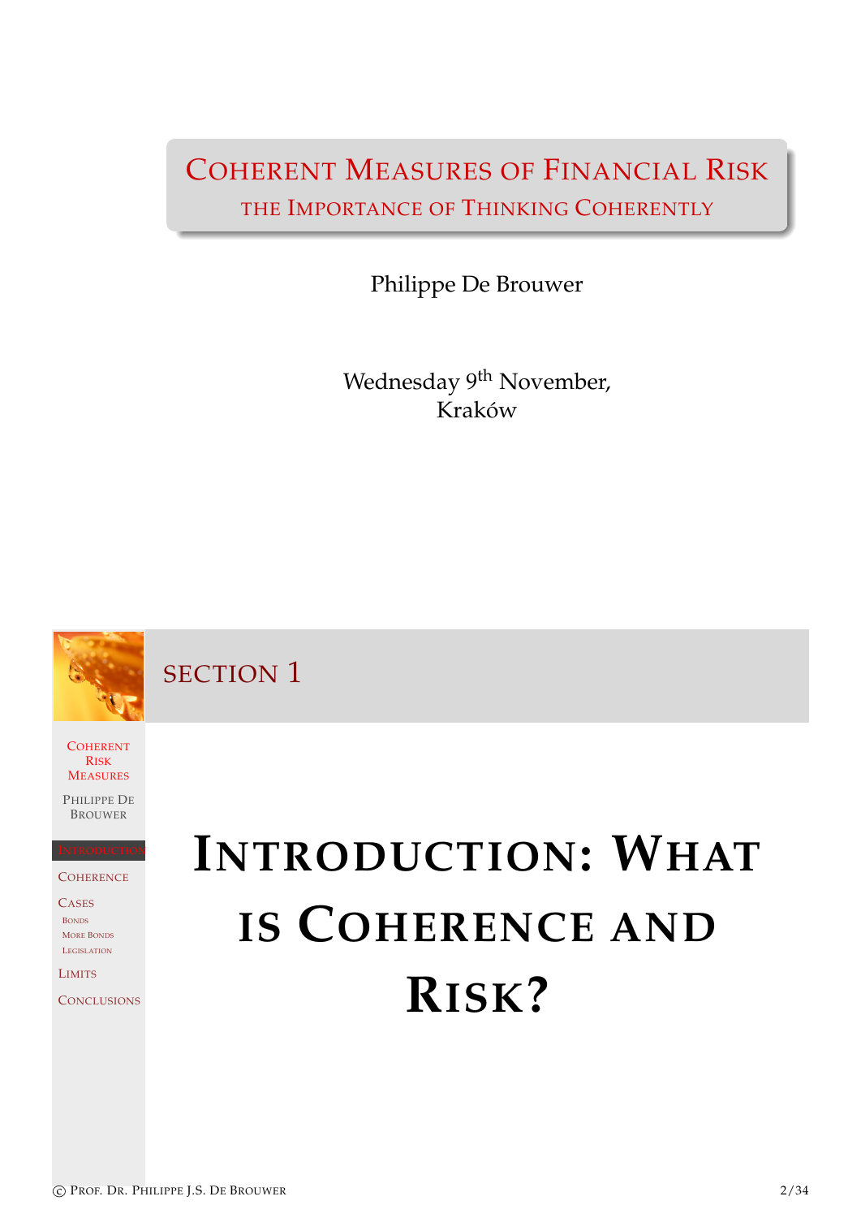# Coherent Measures of Financial Risk

## the Importance of Thinking Coherently

Philippe De Brouwer

Wednesday 9th November,
Kraków

Coherent Risk Measures

Philippe De Brouwer

Introduction

Coherence

Cases

Bonds

More Bonds

Legislation

Limits

Conclusions

Section 1

# Introduction: What is Coherence and Risk?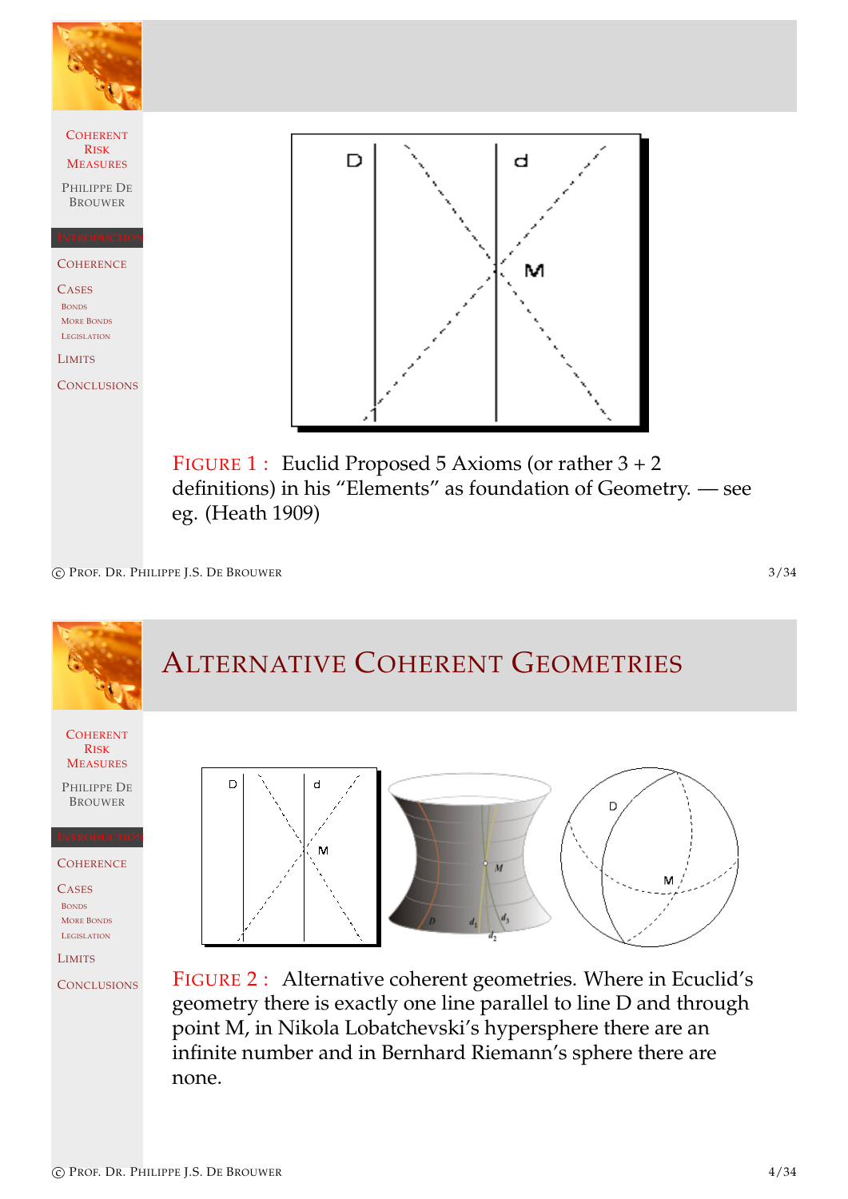FIGURE 1 : Euclid Proposed 5 Axioms (or rather 3 + 2 definitions) in his "Elements" as foundation of Geometry. — see eg. (Heath 1909)

## ALTERNATIVE COHERENT GEOMETRIES

FIGURE 2 : Alternative coherent geometries. Where in Ecuclid's geometry there is exactly one line parallel to line D and through point M, in Nikola Lobatchevski's hypersphere there are an infinite number and in Bernhard Riemann's sphere there are none.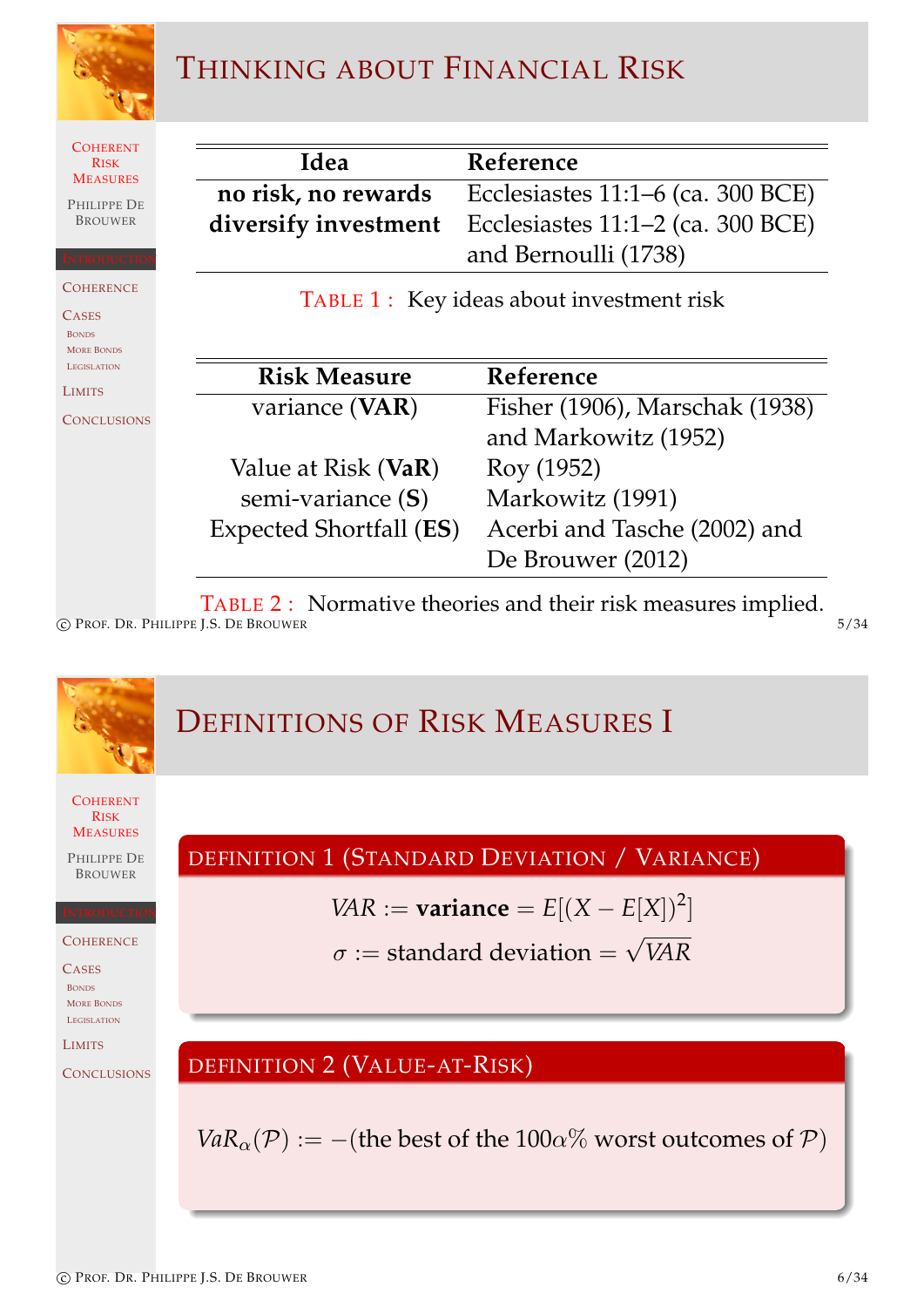# Thinking about Financial Risk

| Idea | Reference |
|---|---|
| **no risk, no rewards** | Ecclesiastes 11:1–6 (ca. 300 BCE) |
| **diversify investment** | Ecclesiastes 11:1–2 (ca. 300 BCE) and Bernoulli (1738) |

TABLE 1 : Key ideas about investment risk

| Risk Measure | Reference |
|---|---|
| variance (**VAR**) | Fisher (1906), Marschak (1938) and Markowitz (1952) |
| Value at Risk (**VaR**) | Roy (1952) |
| semi-variance (**S**) | Markowitz (1991) |
| Expected Shortfall (**ES**) | Acerbi and Tasche (2002) and De Brouwer (2012) |

TABLE 2 : Normative theories and their risk measures implied.

# Definitions of Risk Measures I

**DEFINITION 1 (STANDARD DEVIATION / VARIANCE)**

$$VAR := \textbf{variance} = E[(X - E[X])^2]$$

$$\sigma := \text{standard deviation} = \sqrt{VAR}$$

**DEFINITION 2 (VALUE-AT-RISK)**

$$VaR_\alpha(\mathcal{P}) := -(\text{the best of the } 100\alpha\% \text{ worst outcomes of } \mathcal{P})$$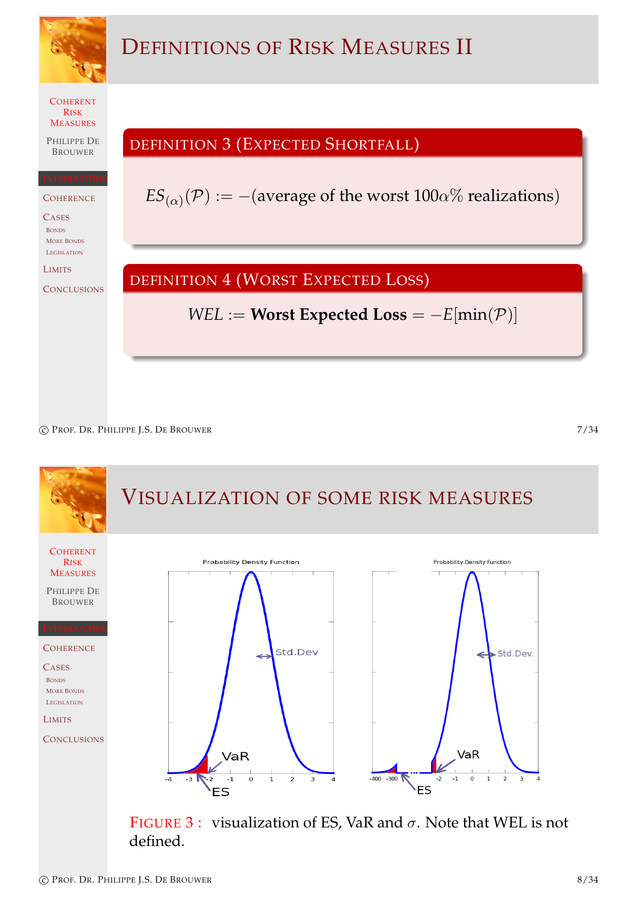# Definitions of Risk Measures II

**Definition 3 (Expected Shortfall)**

$$ES_{(\alpha)}(\mathcal{P}) := -(\text{average of the worst } 100\alpha\% \text{ realizations})$$

**Definition 4 (Worst Expected Loss)**

$$WEL := \textbf{Worst Expected Loss} = -E[\min(\mathcal{P})]$$

# Visualization of some risk measures

Figure 3 : visualization of ES, VaR and $\sigma$. Note that WEL is not defined.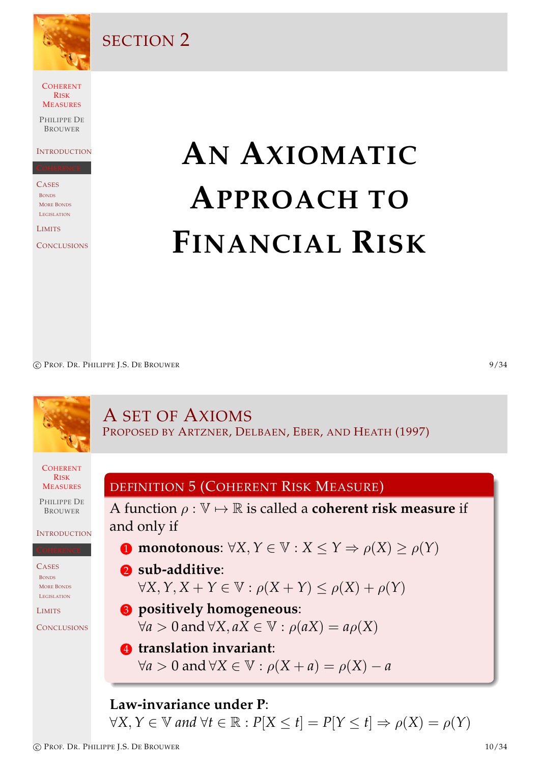# Section 2

# An Axiomatic Approach to Financial Risk

## A Set of Axioms

### Proposed by Artzner, Delbaen, Eber, and Heath (1997)

**Definition 5 (Coherent Risk Measure)**

A function $\rho : \mathbb{V} \mapsto \mathbb{R}$ is called a **coherent risk measure** if and only if

1. **monotonous**: $\forall X, Y \in \mathbb{V} : X \leq Y \Rightarrow \rho(X) \geq \rho(Y)$
2. **sub-additive**: $\forall X, Y, X + Y \in \mathbb{V} : \rho(X + Y) \leq \rho(X) + \rho(Y)$
3. **positively homogeneous**: $\forall a > 0$ and $\forall X, aX \in \mathbb{V} : \rho(aX) = a\rho(X)$
4. **translation invariant**: $\forall a > 0$ and $\forall X \in \mathbb{V} : \rho(X + a) = \rho(X) - a$

**Law-invariance under P**:
$\forall X, Y \in \mathbb{V}$ *and* $\forall t \in \mathbb{R} : P[X \leq t] = P[Y \leq t] \Rightarrow \rho(X) = \rho(Y)$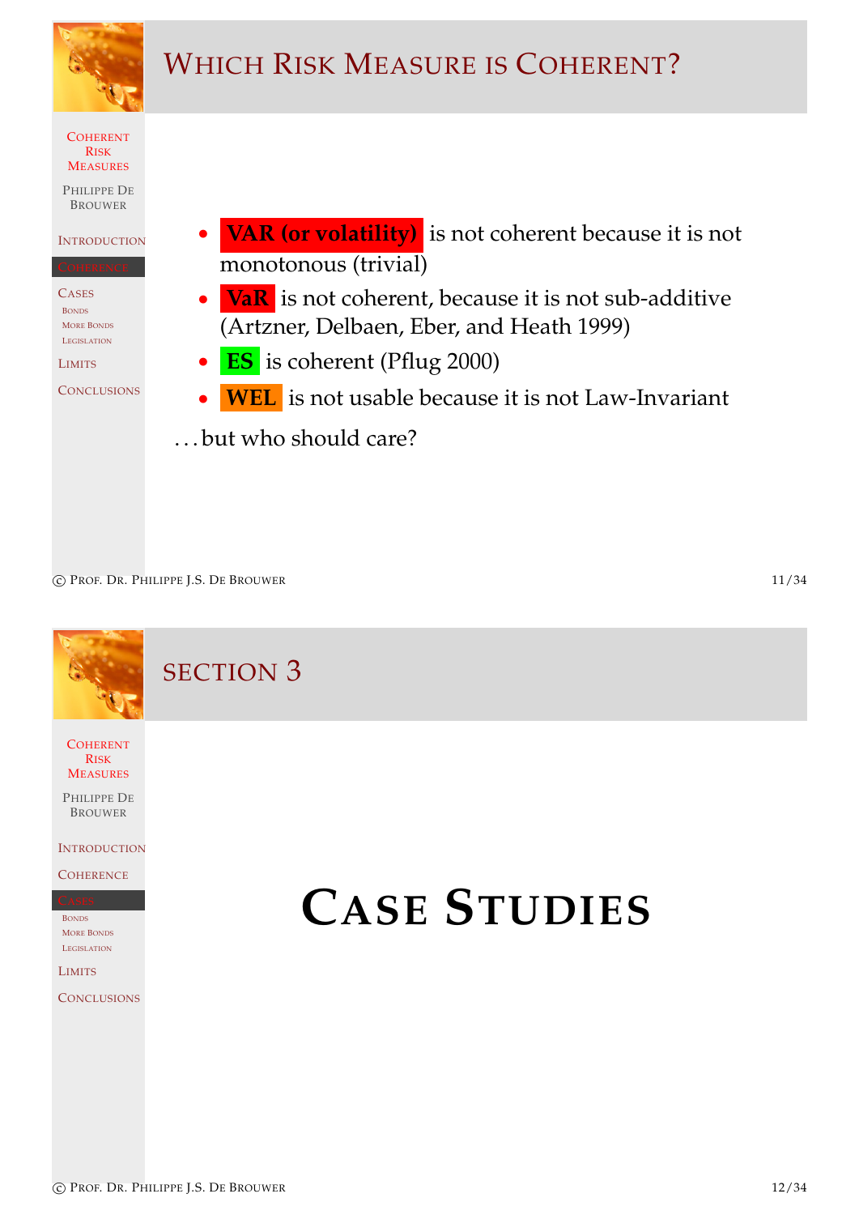# Which Risk Measure is Coherent?

- **VAR (or volatility)** is not coherent because it is not monotonous (trivial)
- **VaR** is not coherent, because it is not sub-additive (Artzner, Delbaen, Eber, and Heath 1999)
- **ES** is coherent (Pflug 2000)
- **WEL** is not usable because it is not Law-Invariant

...but who should care?

# Section 3

## Case Studies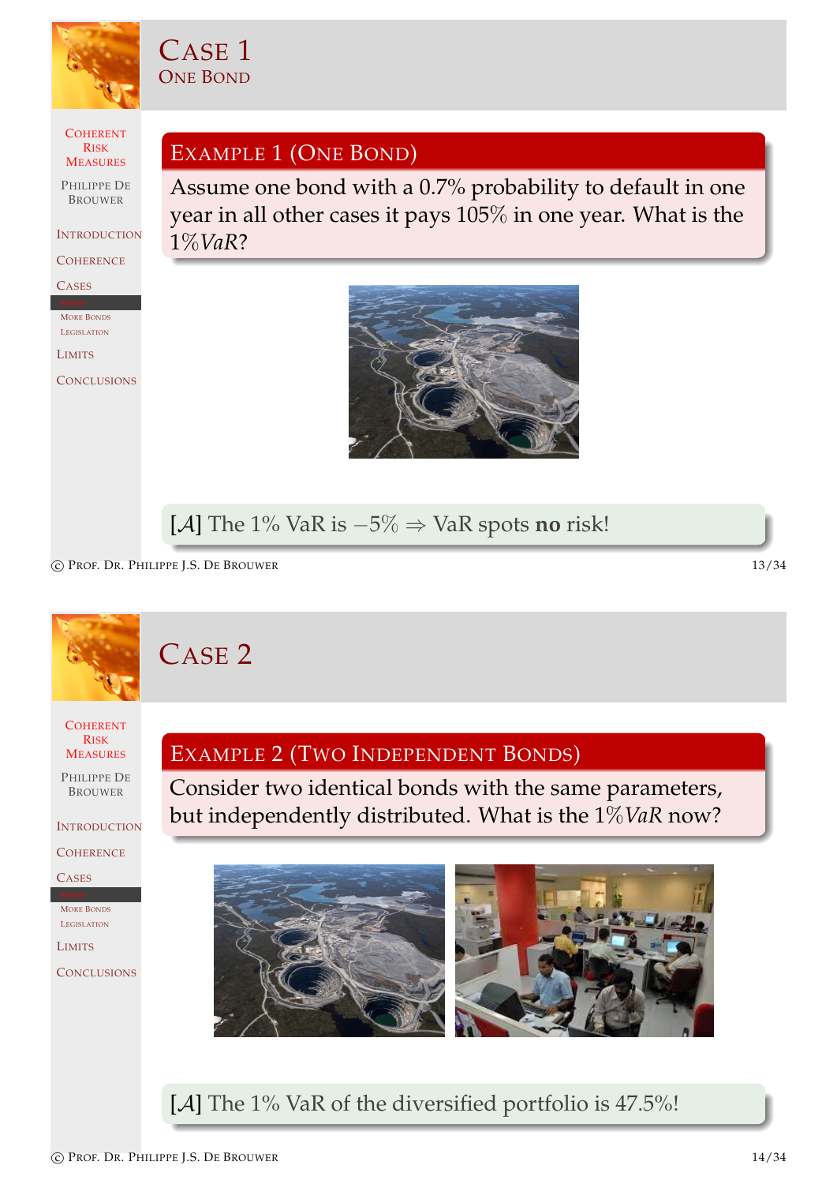# Case 1

## One Bond

### Example 1 (One Bond)

Assume one bond with a 0.7% probability to default in one year in all other cases it pays 105% in one year. What is the $1\% VaR$?

[$\mathcal{A}$] The 1% VaR is $-5\% \Rightarrow$ VaR spots **no** risk!

# Case 2

### Example 2 (Two Independent Bonds)

Consider two identical bonds with the same parameters, but independently distributed. What is the $1\% VaR$ now?

[$\mathcal{A}$] The 1% VaR of the diversified portfolio is 47.5%!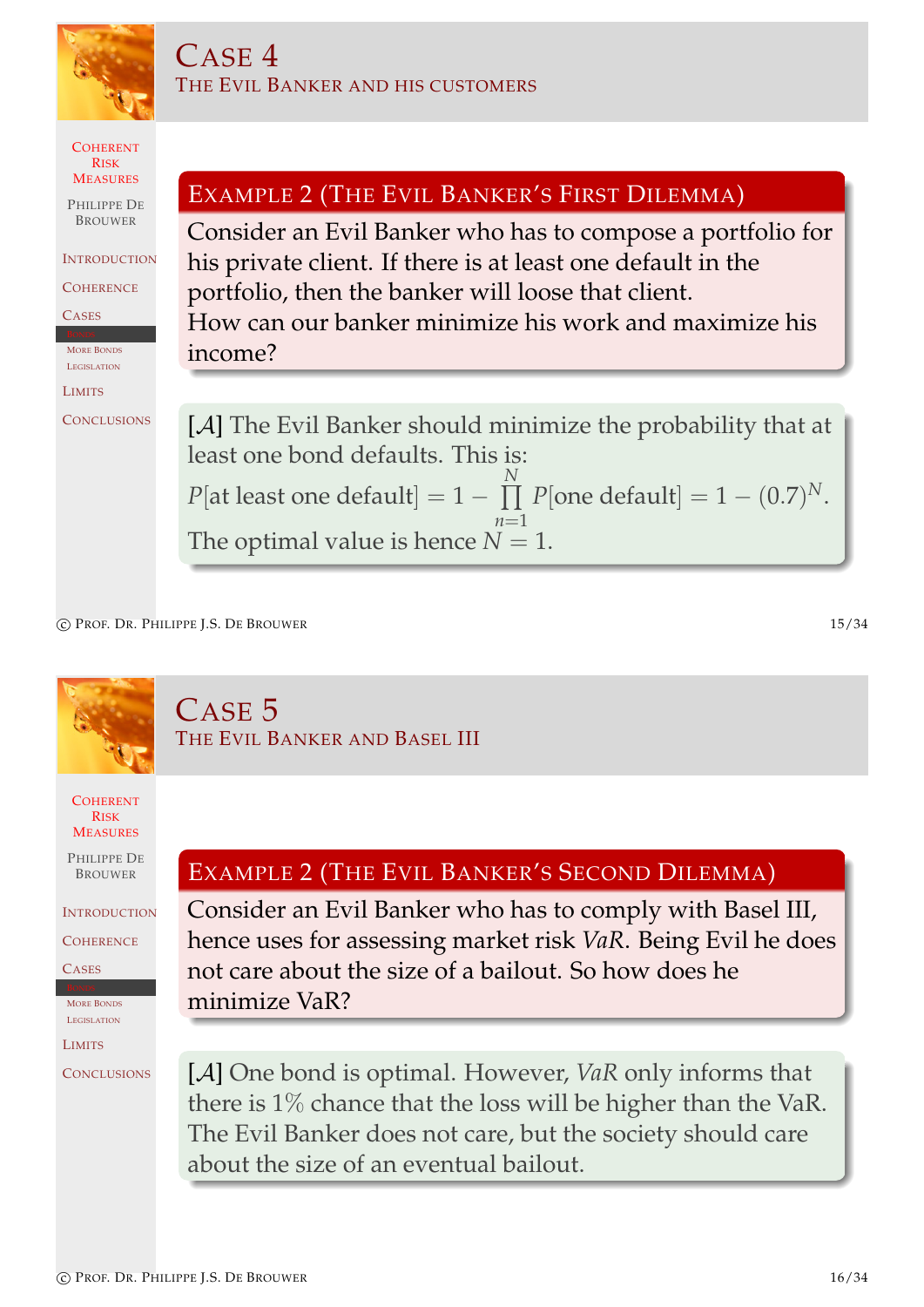# Case 4

## The Evil Banker and his customers

**Example 2 (The Evil Banker's First Dilemma)**

Consider an Evil Banker who has to compose a portfolio for his private client. If there is at least one default in the portfolio, then the banker will loose that client.
How can our banker minimize his work and maximize his income?

[$\mathcal{A}$] The Evil Banker should minimize the probability that at least one bond defaults. This is:
$P[\text{at least one default}] = 1 - \prod_{n=1}^{N} P[\text{one default}] = 1 - (0.7)^N$.
The optimal value is hence $N = 1$.

# Case 5

## The Evil Banker and Basel III

**Example 2 (The Evil Banker's Second Dilemma)**

Consider an Evil Banker who has to comply with Basel III, hence uses for assessing market risk *VaR*. Being Evil he does not care about the size of a bailout. So how does he minimize VaR?

[$\mathcal{A}$] One bond is optimal. However, *VaR* only informs that there is 1% chance that the loss will be higher than the VaR. The Evil Banker does not care, but the society should care about the size of an eventual bailout.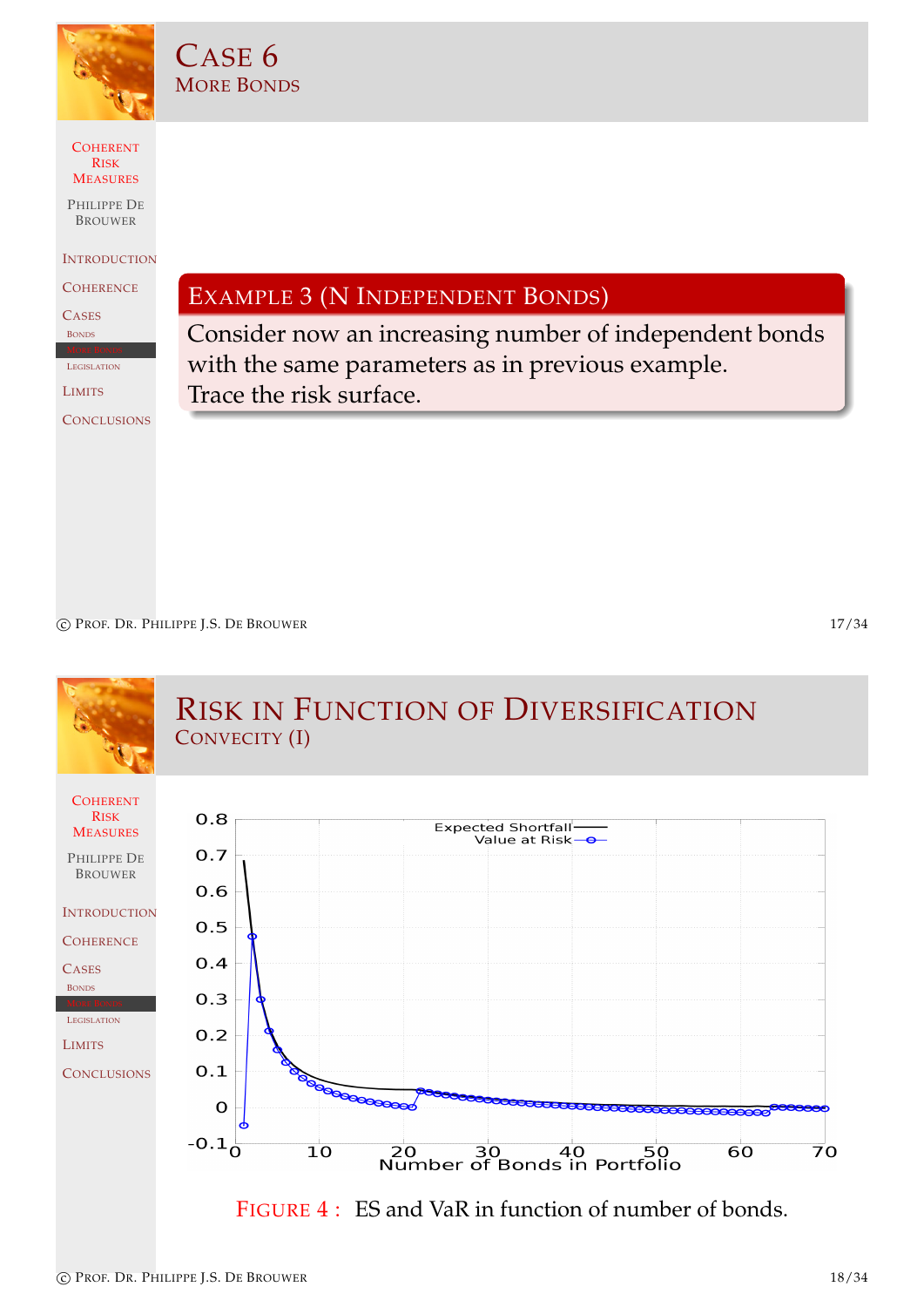# Case 6

## More Bonds

### Example 3 (N Independent Bonds)

Consider now an increasing number of independent bonds with the same parameters as in previous example.
Trace the risk surface.

# Risk in Function of Diversification

## Convexity (I)

FIGURE 4 : ES and VaR in function of number of bonds.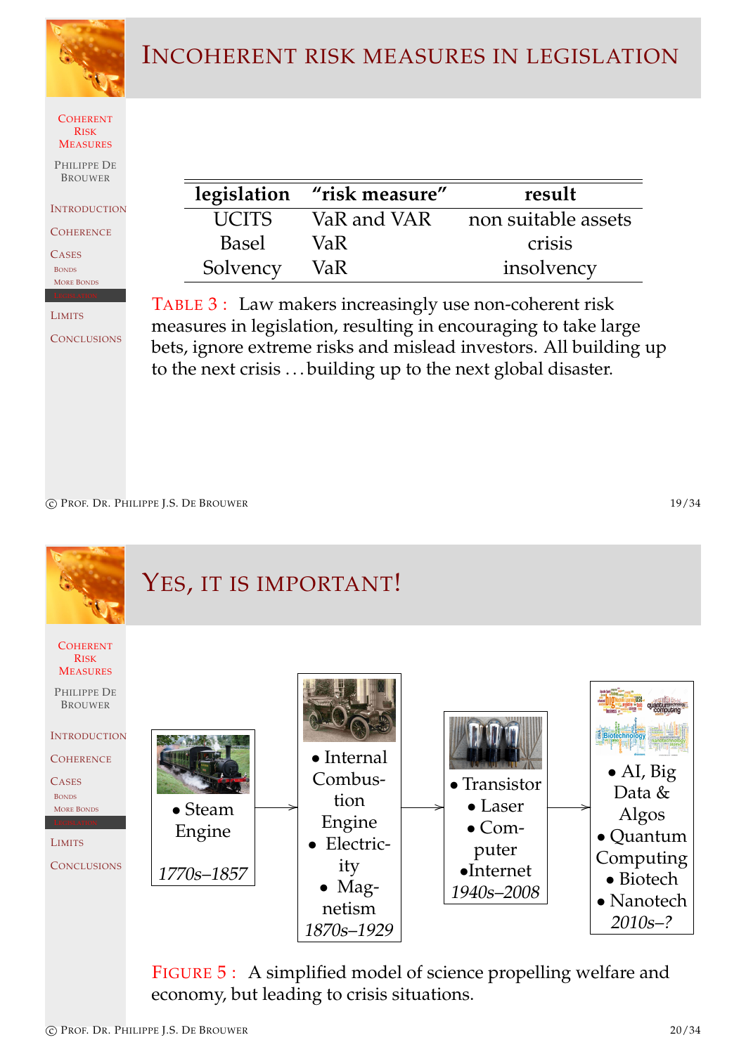# Incoherent risk measures in legislation

| legislation | "risk measure" | result |
|---|---|---|
| UCITS | VaR and VAR | non suitable assets |
| Basel | VaR | crisis |
| Solvency | VaR | insolvency |

TABLE 3 : Law makers increasingly use non-coherent risk measures in legislation, resulting in encouraging to take large bets, ignore extreme risks and mislead investors. All building up to the next crisis ... building up to the next global disaster.

# Yes, it is important!

- Steam Engine — *1770s–1857*
- Internal Combustion Engine, Electricity, Magnetism — *1870s–1929*
- Transistor, Laser, Computer, Internet — *1940s–2008*
- AI, Big Data & Algos, Quantum Computing, Biotech, Nanotech — *2010s–?*

FIGURE 5 : A simplified model of science propelling welfare and economy, but leading to crisis situations.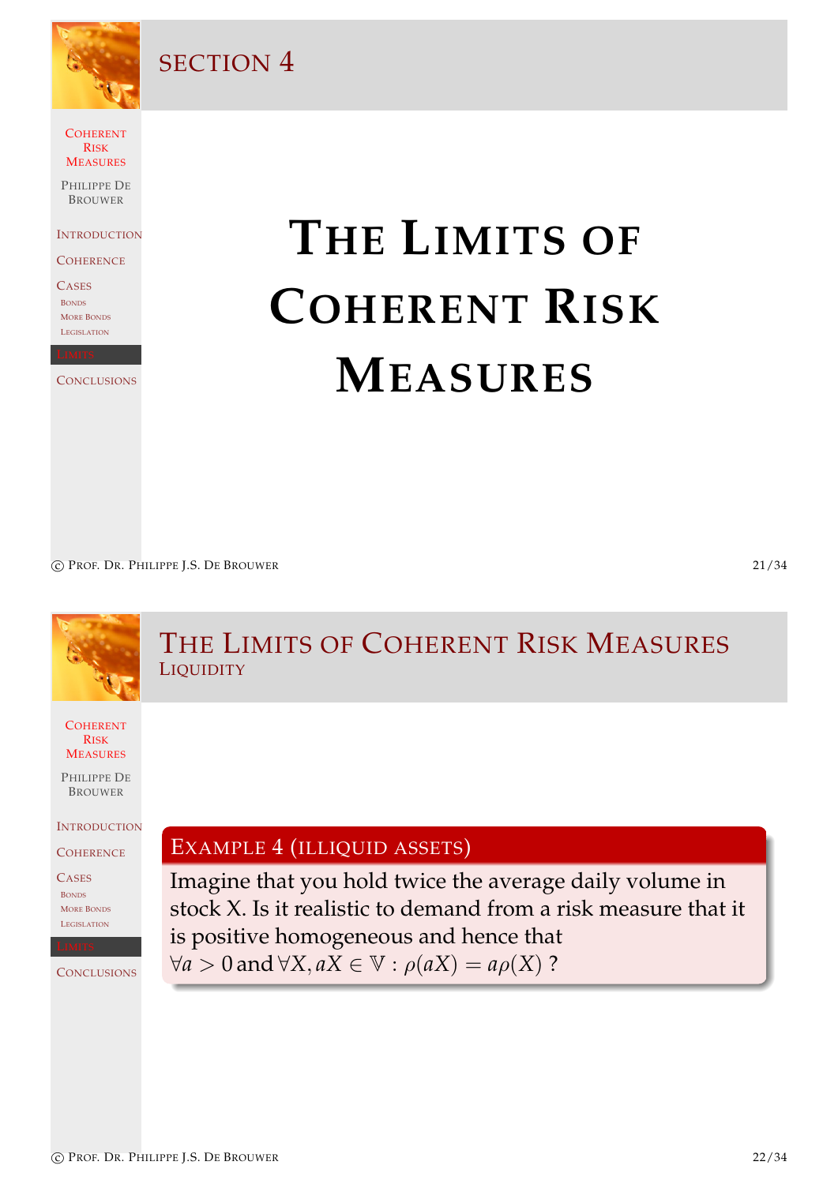# Section 4

# The Limits of Coherent Risk Measures

## The Limits of Coherent Risk Measures

### Liquidity

**Example 4 (illiquid assets)**

Imagine that you hold twice the average daily volume in stock X. Is it realistic to demand from a risk measure that it is positive homogeneous and hence that
$\forall a > 0$ and $\forall X, aX \in \mathbb{V} : \rho(aX) = a\rho(X)$ ?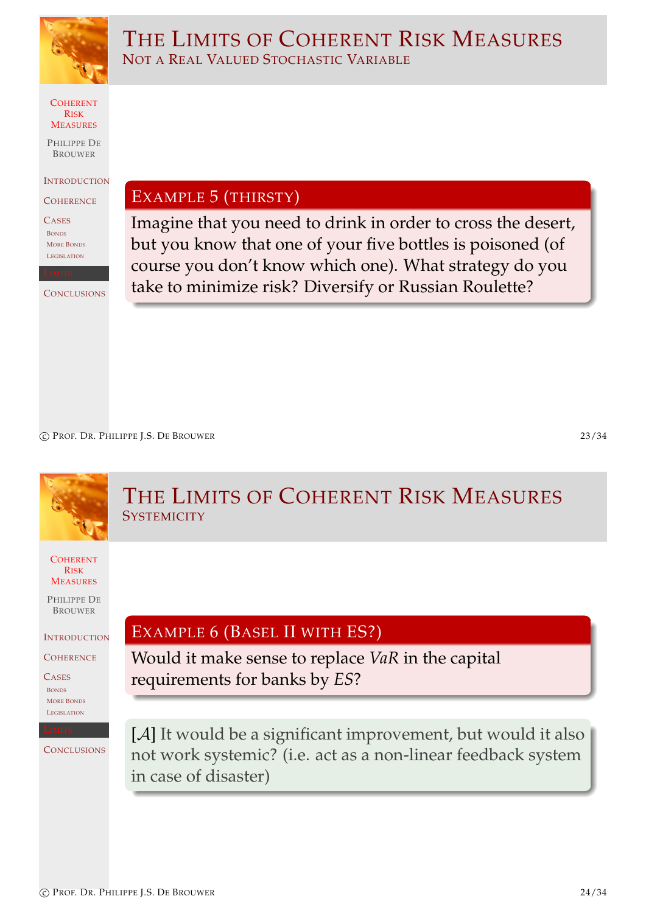# The Limits of Coherent Risk Measures

## Not a Real Valued Stochastic Variable

### Example 5 (thirsty)

Imagine that you need to drink in order to cross the desert, but you know that one of your five bottles is poisoned (of course you don't know which one). What strategy do you take to minimize risk? Diversify or Russian Roulette?

# The Limits of Coherent Risk Measures

## Systemicity

### Example 6 (Basel II with ES?)

Would it make sense to replace *VaR* in the capital requirements for banks by *ES*?

[$\mathcal{A}$] It would be a significant improvement, but would it also not work systemic? (i.e. act as a non-linear feedback system in case of disaster)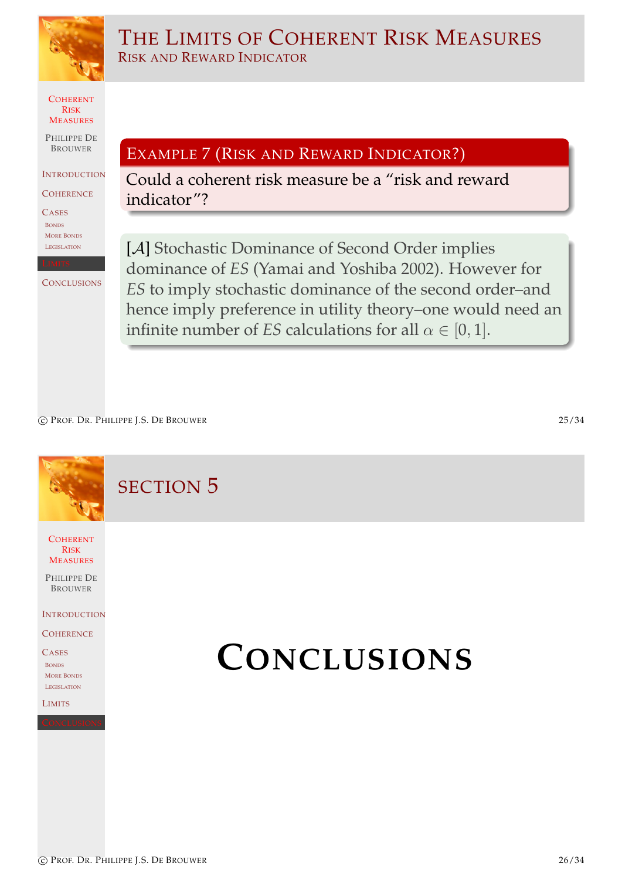# The Limits of Coherent Risk Measures

## Risk and Reward Indicator

**Example 7 (Risk and Reward Indicator?)**

Could a coherent risk measure be a "risk and reward indicator"?

[$\mathcal{A}$] Stochastic Dominance of Second Order implies dominance of *ES* (Yamai and Yoshiba 2002). However for *ES* to imply stochastic dominance of the second order–and hence imply preference in utility theory–one would need an infinite number of *ES* calculations for all $\alpha \in [0, 1]$.

# Section 5

# Conclusions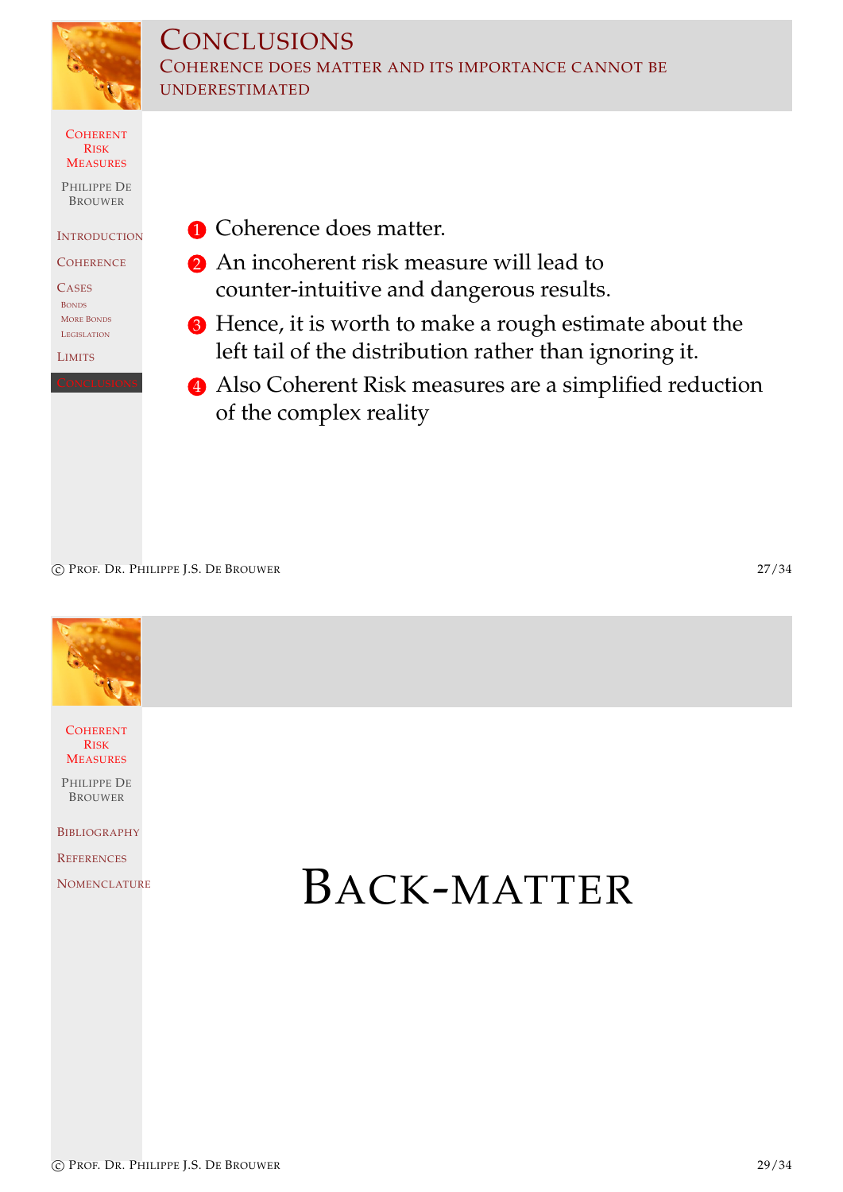# Conclusions

## Coherence does matter and its importance cannot be underestimated

1. Coherence does matter.
2. An incoherent risk measure will lead to counter-intuitive and dangerous results.
3. Hence, it is worth to make a rough estimate about the left tail of the distribution rather than ignoring it.
4. Also Coherent Risk measures are a simplified reduction of the complex reality

# Back-matter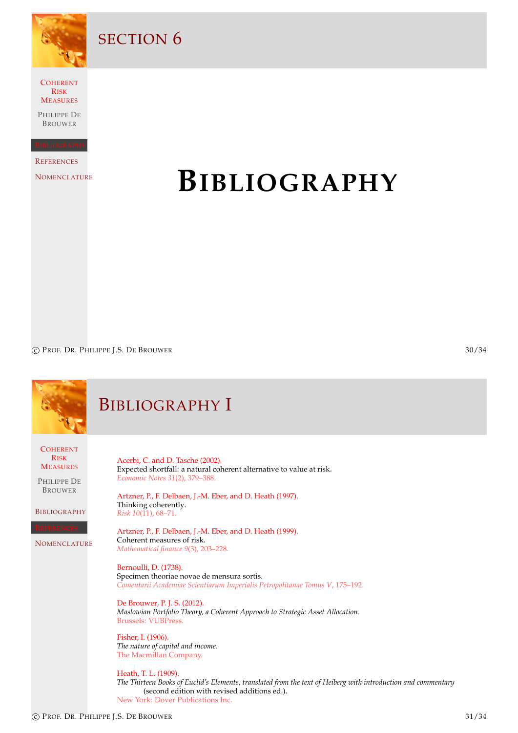# Section 6

# Bibliography

## Bibliography I

Acerbi, C. and D. Tasche (2002).
Expected shortfall: a natural coherent alternative to value at risk.
*Economic Notes 31*(2), 379–388.

Artzner, P., F. Delbaen, J.-M. Eber, and D. Heath (1997).
Thinking coherently.
*Risk 10*(11), 68–71.

Artzner, P., F. Delbaen, J.-M. Eber, and D. Heath (1999).
Coherent measures of risk.
*Mathematical finance 9*(3), 203–228.

Bernoulli, D. (1738).
Specimen theoriae novae de mensura sortis.
*Comentarii Academiae Scientiarum Imperialis Petropolitanae Tomus V*, 175–192.

De Brouwer, P. J. S. (2012).
*Maslowian Portfolio Theory, a Coherent Approach to Strategic Asset Allocation*.
Brussels: VUBPress.

Fisher, I. (1906).
*The nature of capital and income*.
The Macmillan Company.

Heath, T. L. (1909).
*The Thirteen Books of Euclid's Elements, translated from the text of Heiberg with introduction and commentary* (second edition with revised additions ed.).
New York: Dover Publications Inc.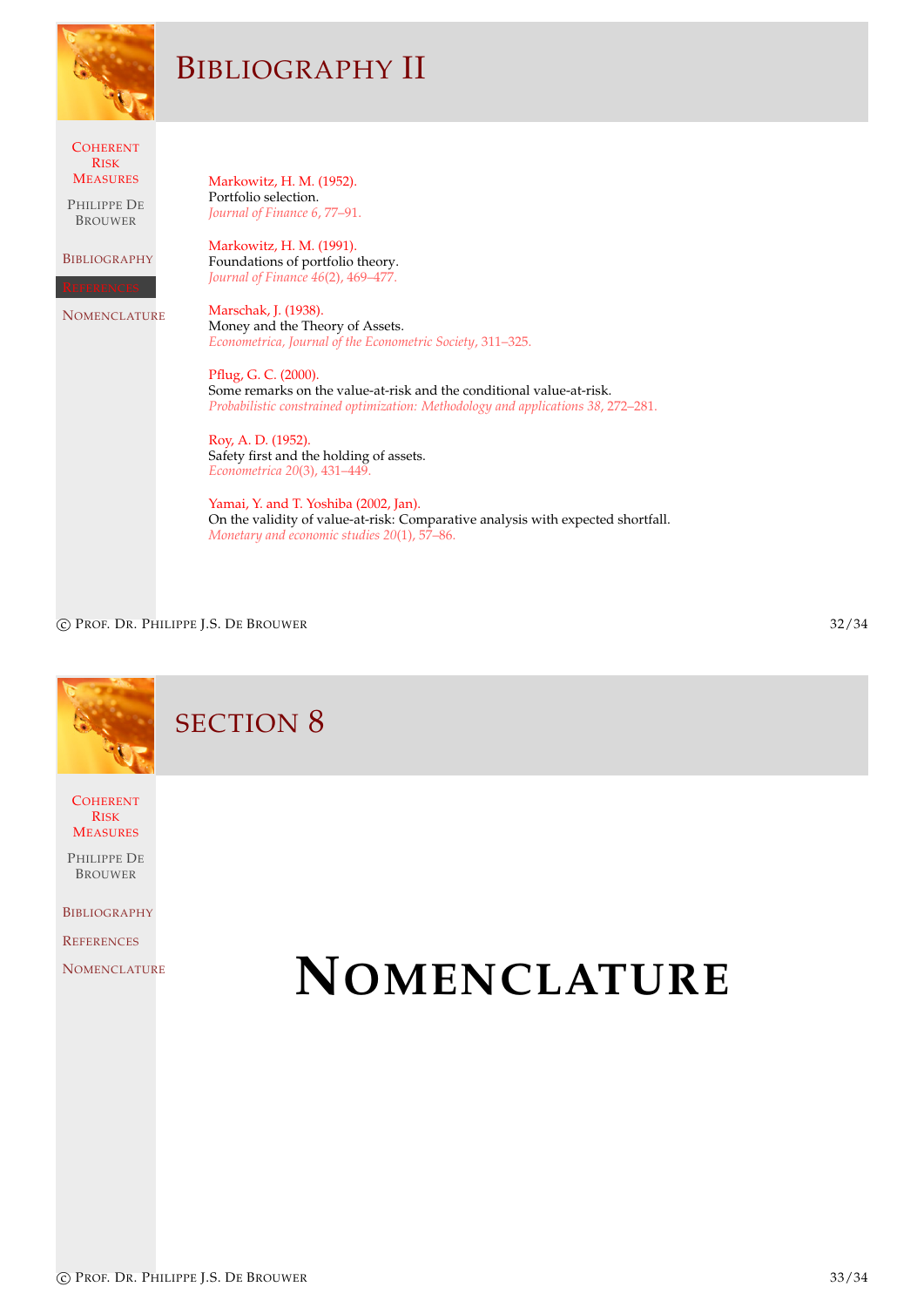# Bibliography II

Markowitz, H. M. (1952).
Portfolio selection.
*Journal of Finance 6*, 77–91.

Markowitz, H. M. (1991).
Foundations of portfolio theory.
*Journal of Finance 46*(2), 469–477.

Marschak, J. (1938).
Money and the Theory of Assets.
*Econometrica, Journal of the Econometric Society*, 311–325.

Pflug, G. C. (2000).
Some remarks on the value-at-risk and the conditional value-at-risk.
*Probabilistic constrained optimization: Methodology and applications 38*, 272–281.

Roy, A. D. (1952).
Safety first and the holding of assets.
*Econometrica 20*(3), 431–449.

Yamai, Y. and T. Yoshiba (2002, Jan).
On the validity of value-at-risk: Comparative analysis with expected shortfall.
*Monetary and economic studies 20*(1), 57–86.

# Section 8

# Nomenclature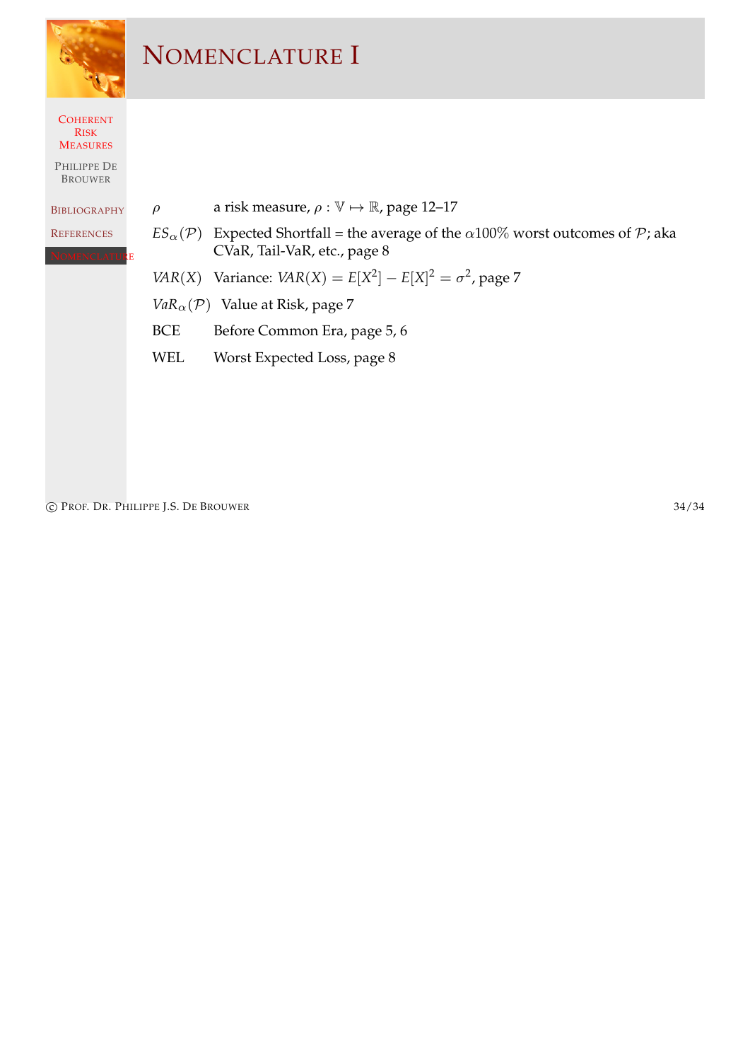# Nomenclature I

- $\rho$ — a risk measure, $\rho : \mathbb{V} \mapsto \mathbb{R}$, page 12–17
- $ES_\alpha(\mathcal{P})$ — Expected Shortfall = the average of the $\alpha 100\%$ worst outcomes of $\mathcal{P}$; aka CVaR, Tail-VaR, etc., page 8
- $VAR(X)$ — Variance: $VAR(X) = E[X^2] - E[X]^2 = \sigma^2$, page 7
- $VaR_\alpha(\mathcal{P})$ — Value at Risk, page 7
- BCE — Before Common Era, page 5, 6
- WEL — Worst Expected Loss, page 8